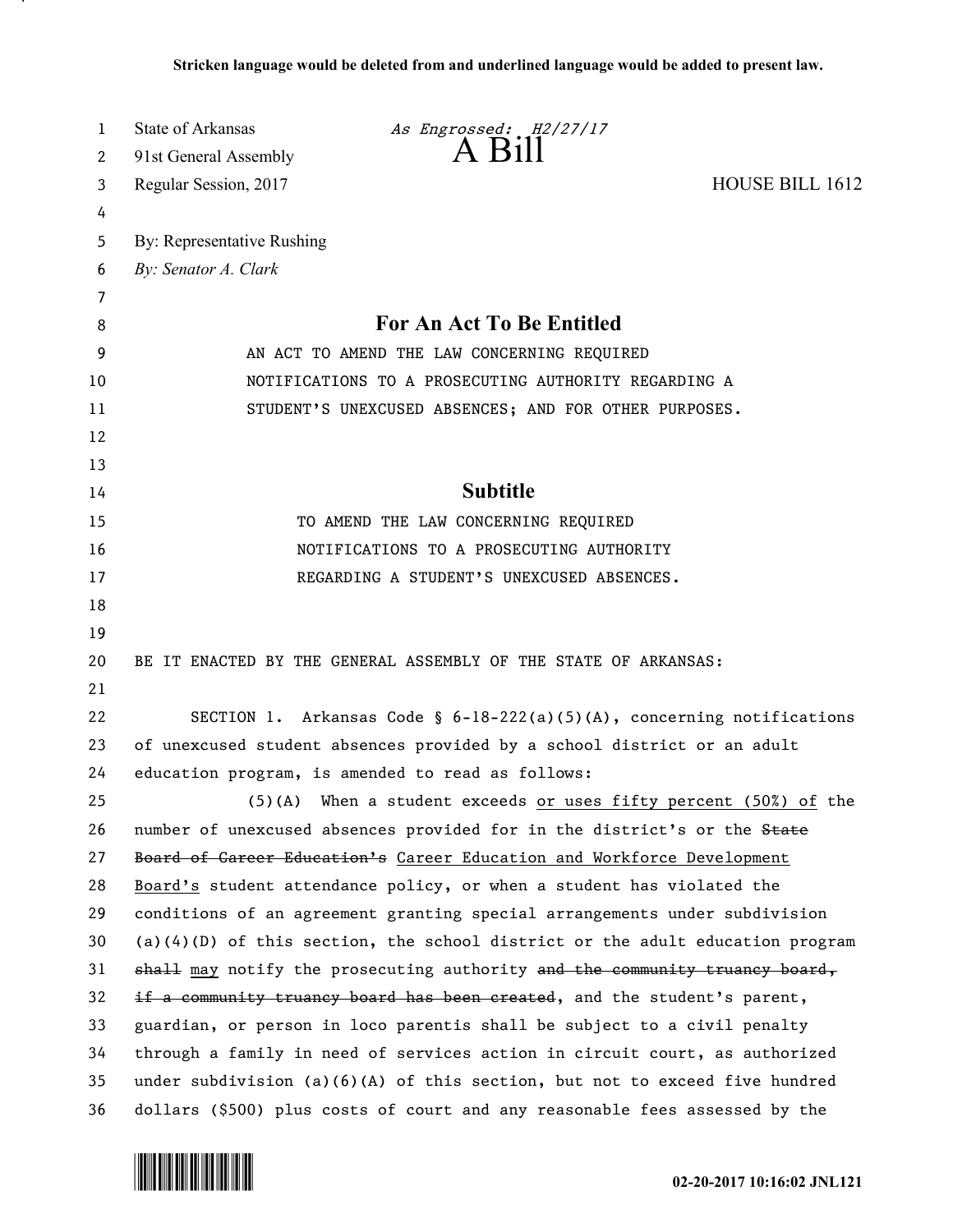**Stricken language would be deleted from and underlined language would be added to present law.**

State of Arkansas *As Engrossed: H2/27/17*

91st General Assembly **A Bill**

Regular Session, 2017 HOUSE BILL 1612

By: Representative Rushing

*By: Senator A. Clark*

## For An Act To Be Entitled

AN ACT TO AMEND THE LAW CONCERNING REQUIRED NOTIFICATIONS TO A PROSECUTING AUTHORITY REGARDING A STUDENT'S UNEXCUSED ABSENCES; AND FOR OTHER PURPOSES.

## Subtitle

TO AMEND THE LAW CONCERNING REQUIRED NOTIFICATIONS TO A PROSECUTING AUTHORITY REGARDING A STUDENT'S UNEXCUSED ABSENCES.

BE IT ENACTED BY THE GENERAL ASSEMBLY OF THE STATE OF ARKANSAS:

SECTION 1. Arkansas Code § 6-18-222(a)(5)(A), concerning notifications of unexcused student absences provided by a school district or an adult education program, is amended to read as follows:

(5)(A) When a student exceeds <u>or uses fifty percent (50%) of</u> the number of unexcused absences provided for in the district's or the ~~State Board of Career Education's~~ <u>Career Education and Workforce Development Board's</u> student attendance policy, or when a student has violated the conditions of an agreement granting special arrangements under subdivision (a)(4)(D) of this section, the school district or the adult education program ~~shall~~ <u>may</u> notify the prosecuting authority ~~and the community truancy board, if a community truancy board has been created~~, and the student's parent, guardian, or person in loco parentis shall be subject to a civil penalty through a family in need of services action in circuit court, as authorized under subdivision (a)(6)(A) of this section, but not to exceed five hundred dollars ($500) plus costs of court and any reasonable fees assessed by the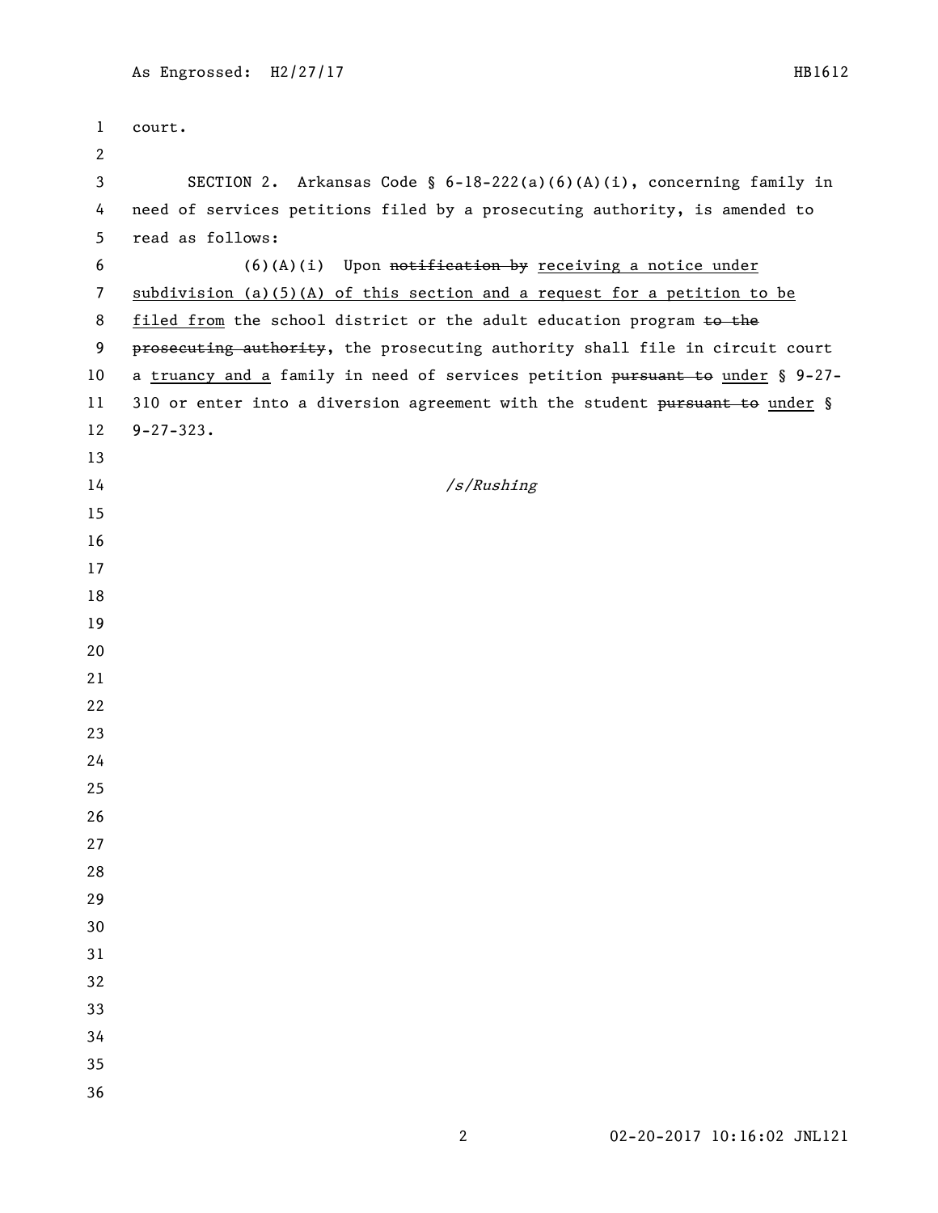court.

SECTION 2. Arkansas Code § 6-18-222(a)(6)(A)(i), concerning family in need of services petitions filed by a prosecuting authority, is amended to read as follows:

(6)(A)(i) Upon ~~notification by~~ receiving a notice under subdivision (a)(5)(A) of this section and a request for a petition to be filed from the school district or the adult education program ~~to the prosecuting authority~~, the prosecuting authority shall file in circuit court a truancy and a family in need of services petition ~~pursuant to~~ under § 9-27-310 or enter into a diversion agreement with the student ~~pursuant to~~ under § 9-27-323.

*/s/Rushing*